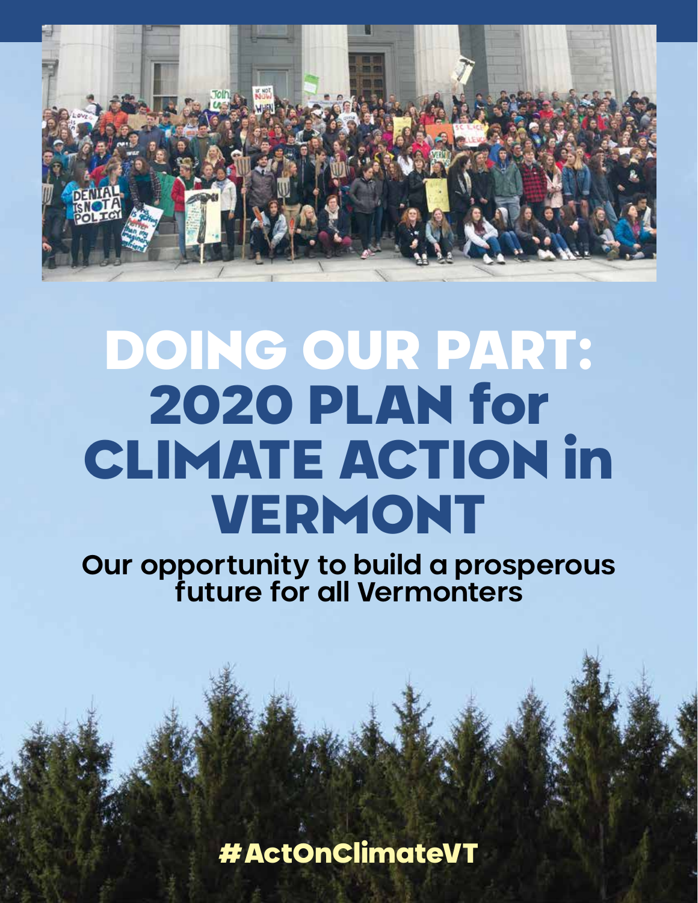# DOING OUR PART: 2020 PLAN for CLIMATE ACTION in VERMONT

**Our opportunity to build a prosperous future for all Vermonters**

**#ActOnClimateVT**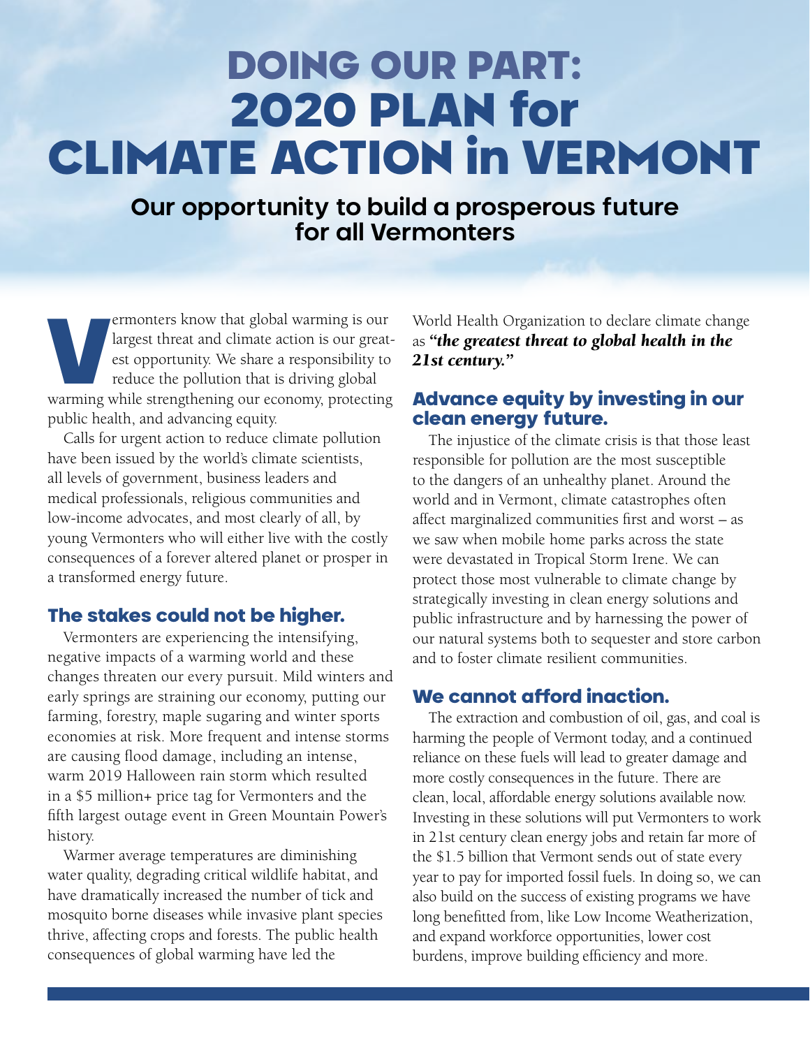# DOING OUR PART: 2020 PLAN for CLIMATE ACTION in VERMONT

## Our opportunity to build a prosperous future for all Vermonters

Vermonters know that global warming is our largest threat and climate action is our greatest opportunity. We share a responsibility to reduce the pollution that is driving global warming while strengthening our economy, protecting public health, and advancing equity.

Calls for urgent action to reduce climate pollution have been issued by the world's climate scientists, all levels of government, business leaders and medical professionals, religious communities and low-income advocates, and most clearly of all, by young Vermonters who will either live with the costly consequences of a forever altered planet or prosper in a transformed energy future.

### The stakes could not be higher.

Vermonters are experiencing the intensifying, negative impacts of a warming world and these changes threaten our every pursuit. Mild winters and early springs are straining our economy, putting our farming, forestry, maple sugaring and winter sports economies at risk. More frequent and intense storms are causing flood damage, including an intense, warm 2019 Halloween rain storm which resulted in a $5 million+ price tag for Vermonters and the fifth largest outage event in Green Mountain Power's history.

Warmer average temperatures are diminishing water quality, degrading critical wildlife habitat, and have dramatically increased the number of tick and mosquito borne diseases while invasive plant species thrive, affecting crops and forests. The public health consequences of global warming have led the World Health Organization to declare climate change as ***"the greatest threat to global health in the 21st century."***

### Advance equity by investing in our clean energy future.

The injustice of the climate crisis is that those least responsible for pollution are the most susceptible to the dangers of an unhealthy planet. Around the world and in Vermont, climate catastrophes often affect marginalized communities first and worst – as we saw when mobile home parks across the state were devastated in Tropical Storm Irene. We can protect those most vulnerable to climate change by strategically investing in clean energy solutions and public infrastructure and by harnessing the power of our natural systems both to sequester and store carbon and to foster climate resilient communities.

### We cannot afford inaction.

The extraction and combustion of oil, gas, and coal is harming the people of Vermont today, and a continued reliance on these fuels will lead to greater damage and more costly consequences in the future. There are clean, local, affordable energy solutions available now. Investing in these solutions will put Vermonters to work in 21st century clean energy jobs and retain far more of the $1.5 billion that Vermont sends out of state every year to pay for imported fossil fuels. In doing so, we can also build on the success of existing programs we have long benefitted from, like Low Income Weatherization, and expand workforce opportunities, lower cost burdens, improve building efficiency and more.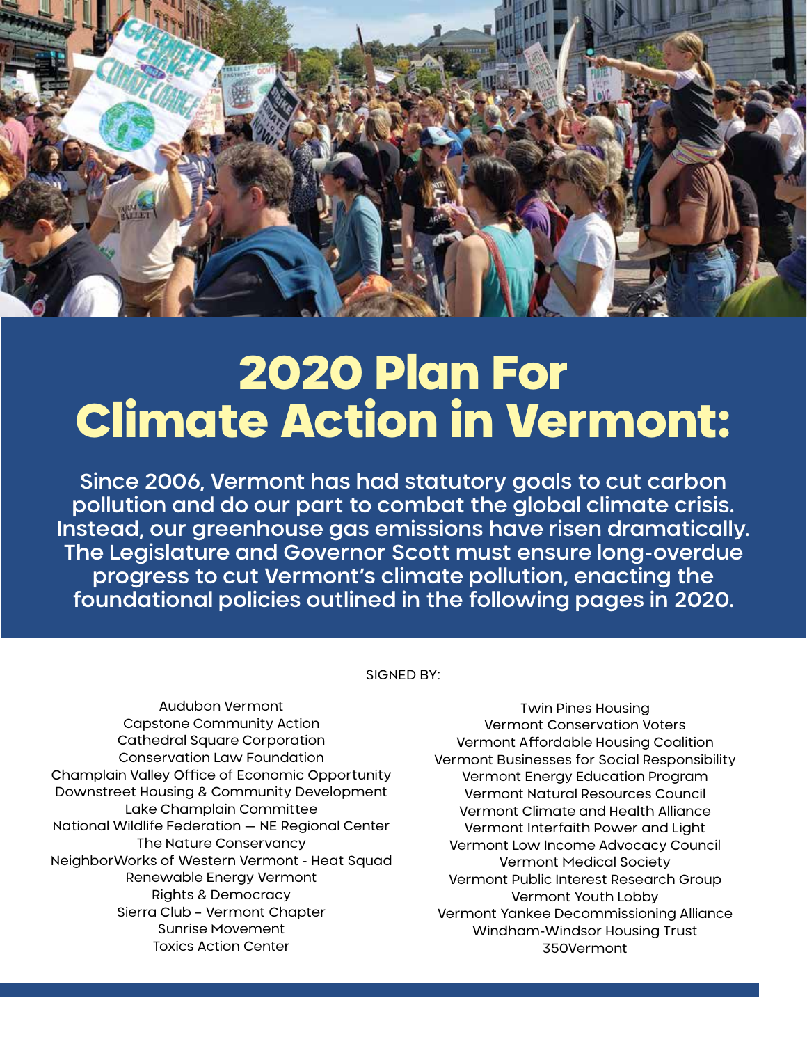# 2020 Plan For Climate Action in Vermont:

**Since 2006, Vermont has had statutory goals to cut carbon pollution and do our part to combat the global climate crisis. Instead, our greenhouse gas emissions have risen dramatically. The Legislature and Governor Scott must ensure long-overdue progress to cut Vermont's climate pollution, enacting the foundational policies outlined in the following pages in 2020.**

SIGNED BY:

Audubon Vermont
Capstone Community Action
Cathedral Square Corporation
Conservation Law Foundation
Champlain Valley Office of Economic Opportunity
Downstreet Housing & Community Development
Lake Champlain Committee
National Wildlife Federation — NE Regional Center
The Nature Conservancy
NeighborWorks of Western Vermont - Heat Squad
Renewable Energy Vermont
Rights & Democracy
Sierra Club – Vermont Chapter
Sunrise Movement
Toxics Action Center
Twin Pines Housing
Vermont Conservation Voters
Vermont Affordable Housing Coalition
Vermont Businesses for Social Responsibility
Vermont Energy Education Program
Vermont Natural Resources Council
Vermont Climate and Health Alliance
Vermont Interfaith Power and Light
Vermont Low Income Advocacy Council
Vermont Medical Society
Vermont Public Interest Research Group
Vermont Youth Lobby
Vermont Yankee Decommissioning Alliance
Windham-Windsor Housing Trust
350Vermont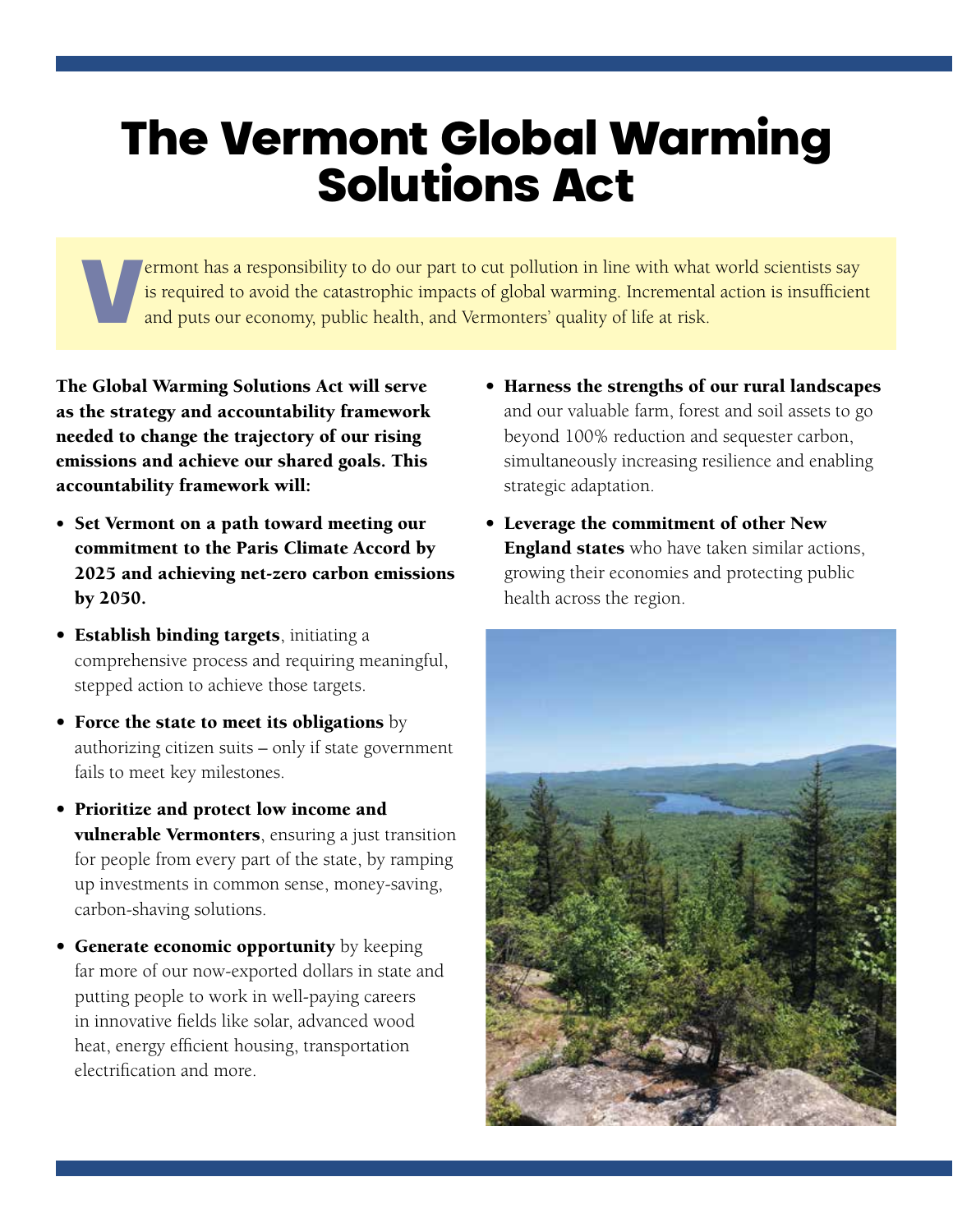# The Vermont Global Warming Solutions Act

Vermont has a responsibility to do our part to cut pollution in line with what world scientists say is required to avoid the catastrophic impacts of global warming. Incremental action is insufficient and puts our economy, public health, and Vermonters' quality of life at risk.

**The Global Warming Solutions Act will serve as the strategy and accountability framework needed to change the trajectory of our rising emissions and achieve our shared goals. This accountability framework will:**

- **Set Vermont on a path toward meeting our commitment to the Paris Climate Accord by 2025 and achieving net-zero carbon emissions by 2050.**
- **Establish binding targets**, initiating a comprehensive process and requiring meaningful, stepped action to achieve those targets.
- **Force the state to meet its obligations** by authorizing citizen suits – only if state government fails to meet key milestones.
- **Prioritize and protect low income and vulnerable Vermonters**, ensuring a just transition for people from every part of the state, by ramping up investments in common sense, money-saving, carbon-shaving solutions.
- **Generate economic opportunity** by keeping far more of our now-exported dollars in state and putting people to work in well-paying careers in innovative fields like solar, advanced wood heat, energy efficient housing, transportation electrification and more.
- **Harness the strengths of our rural landscapes** and our valuable farm, forest and soil assets to go beyond 100% reduction and sequester carbon, simultaneously increasing resilience and enabling strategic adaptation.
- **Leverage the commitment of other New England states** who have taken similar actions, growing their economies and protecting public health across the region.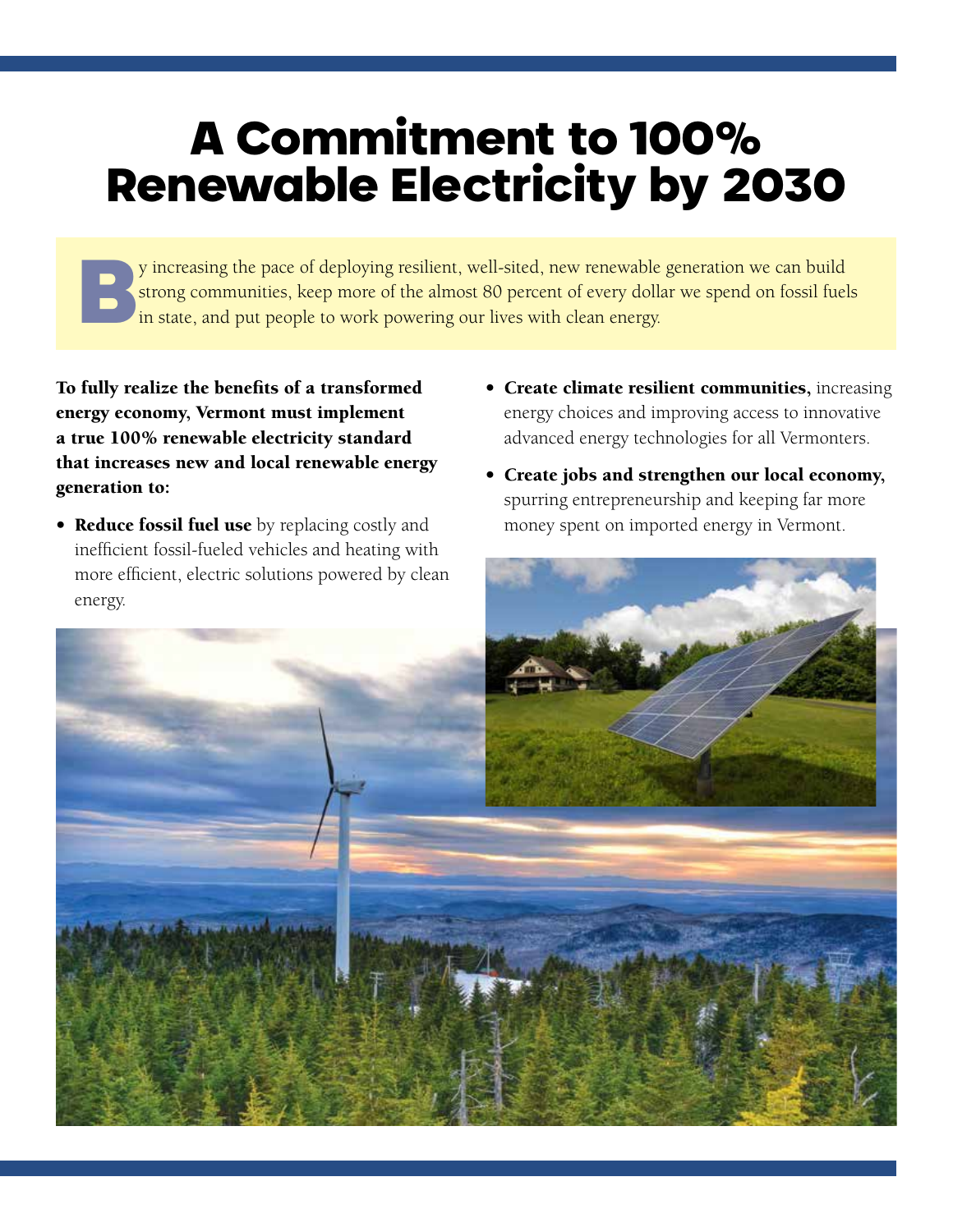# A Commitment to 100% Renewable Electricity by 2030

By increasing the pace of deploying resilient, well-sited, new renewable generation we can build strong communities, keep more of the almost 80 percent of every dollar we spend on fossil fuels in state, and put people to work powering our lives with clean energy.

**To fully realize the benefits of a transformed energy economy, Vermont must implement a true 100% renewable electricity standard that increases new and local renewable energy generation to:**

- **Reduce fossil fuel use** by replacing costly and inefficient fossil-fueled vehicles and heating with more efficient, electric solutions powered by clean energy.
- **Create climate resilient communities,** increasing energy choices and improving access to innovative advanced energy technologies for all Vermonters.
- **Create jobs and strengthen our local economy,** spurring entrepreneurship and keeping far more money spent on imported energy in Vermont.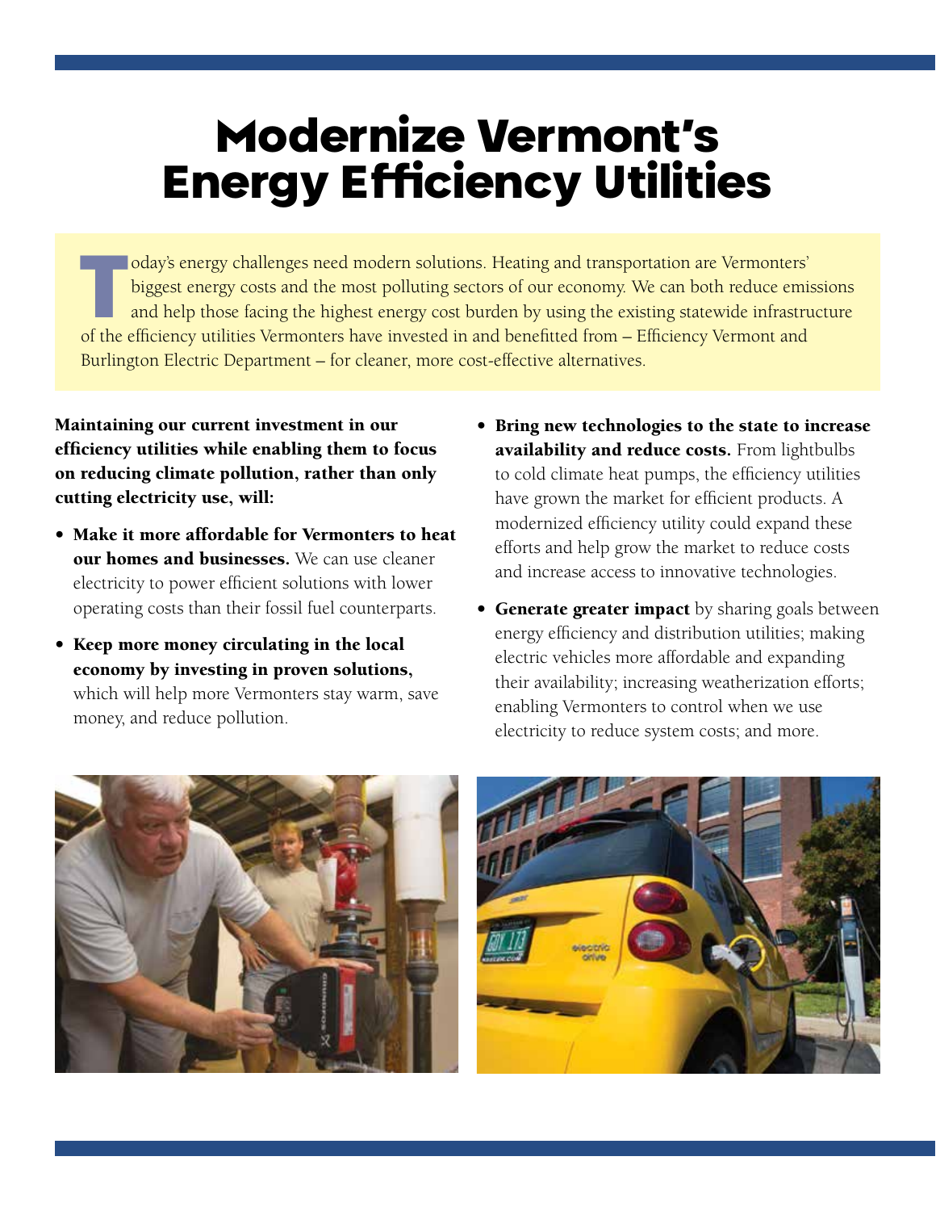# Modernize Vermont's Energy Efficiency Utilities

Today's energy challenges need modern solutions. Heating and transportation are Vermonters' biggest energy costs and the most polluting sectors of our economy. We can both reduce emissions and help those facing the highest energy cost burden by using the existing statewide infrastructure of the efficiency utilities Vermonters have invested in and benefitted from – Efficiency Vermont and Burlington Electric Department – for cleaner, more cost-effective alternatives.

**Maintaining our current investment in our efficiency utilities while enabling them to focus on reducing climate pollution, rather than only cutting electricity use, will:**

- **Make it more affordable for Vermonters to heat our homes and businesses.** We can use cleaner electricity to power efficient solutions with lower operating costs than their fossil fuel counterparts.
- **Keep more money circulating in the local economy by investing in proven solutions,** which will help more Vermonters stay warm, save money, and reduce pollution.
- **Bring new technologies to the state to increase availability and reduce costs.** From lightbulbs to cold climate heat pumps, the efficiency utilities have grown the market for efficient products. A modernized efficiency utility could expand these efforts and help grow the market to reduce costs and increase access to innovative technologies.
- **Generate greater impact** by sharing goals between energy efficiency and distribution utilities; making electric vehicles more affordable and expanding their availability; increasing weatherization efforts; enabling Vermonters to control when we use electricity to reduce system costs; and more.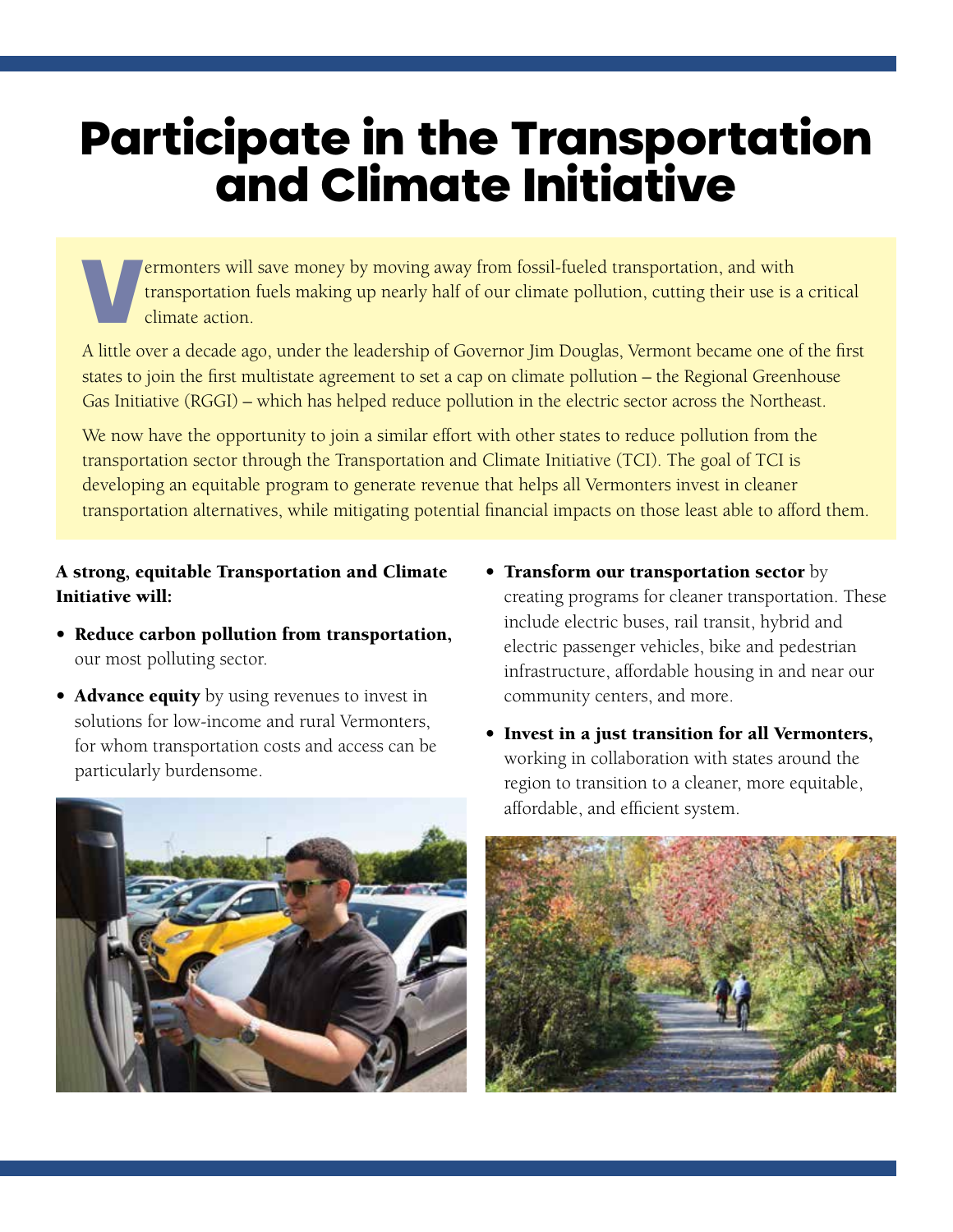# Participate in the Transportation and Climate Initiative

Vermonters will save money by moving away from fossil-fueled transportation, and with transportation fuels making up nearly half of our climate pollution, cutting their use is a critical climate action.

A little over a decade ago, under the leadership of Governor Jim Douglas, Vermont became one of the first states to join the first multistate agreement to set a cap on climate pollution – the Regional Greenhouse Gas Initiative (RGGI) – which has helped reduce pollution in the electric sector across the Northeast.

We now have the opportunity to join a similar effort with other states to reduce pollution from the transportation sector through the Transportation and Climate Initiative (TCI). The goal of TCI is developing an equitable program to generate revenue that helps all Vermonters invest in cleaner transportation alternatives, while mitigating potential financial impacts on those least able to afford them.

**A strong, equitable Transportation and Climate Initiative will:**

- **Reduce carbon pollution from transportation,** our most polluting sector.
- **Advance equity** by using revenues to invest in solutions for low-income and rural Vermonters, for whom transportation costs and access can be particularly burdensome.
- **Transform our transportation sector** by creating programs for cleaner transportation. These include electric buses, rail transit, hybrid and electric passenger vehicles, bike and pedestrian infrastructure, affordable housing in and near our community centers, and more.
- **Invest in a just transition for all Vermonters,** working in collaboration with states around the region to transition to a cleaner, more equitable, affordable, and efficient system.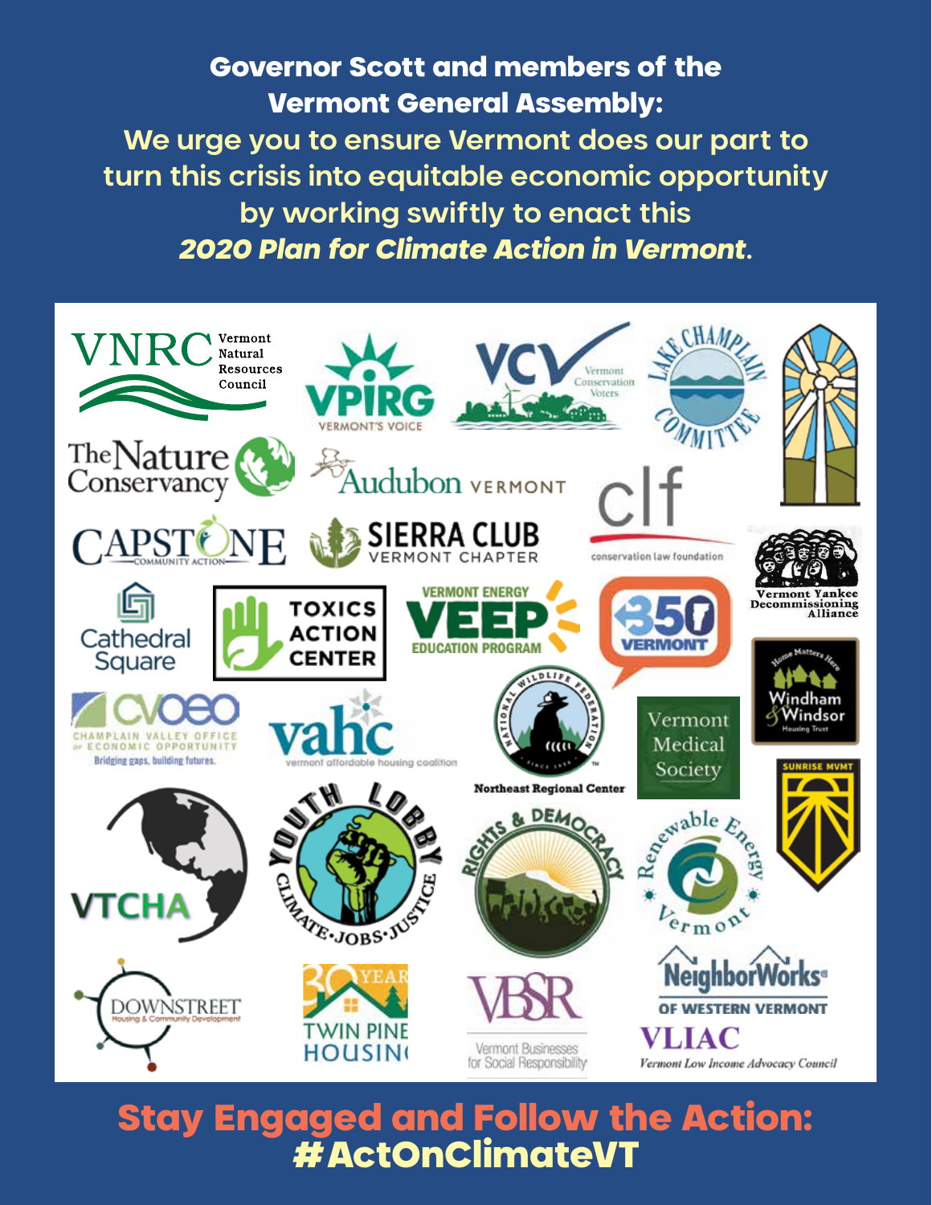**Governor Scott and members of the Vermont General Assembly:**

**We urge you to ensure Vermont does our part to turn this crisis into equitable economic opportunity by working swiftly to enact this *2020 Plan for Climate Action in Vermont*.**

VNRC Vermont Natural Resources Council

VPIRG VERMONT'S VOICE

VCV Vermont Conservation Voters

LAKE CHAMPLAIN COMMITTEE

The Nature Conservancy

Audubon VERMONT

clf conservation law foundation

CAPSTONE COMMUNITY ACTION

SIERRA CLUB VERMONT CHAPTER

Vermont Yankee Decommissioning Alliance

Cathedral Square

TOXICS ACTION CENTER

VERMONT ENERGY VEEP EDUCATION PROGRAM

350 VERMONT

Home Matters Here Windham & Windsor Housing Trust

CVOEO CHAMPLAIN VALLEY OFFICE OF ECONOMIC OPPORTUNITY Bridging gaps, building futures.

vahc vermont affordable housing coalition

NATIONAL WILDLIFE FEDERATION Northeast Regional Center

Vermont Medical Society

SUNRISE MVMT

VTCHA

YOUTH LOBBY CLIMATE·JOBS·JUSTICE

RIGHTS & DEMOCRACY

Renewable Energy Vermont

DOWNSTREET Housing & Community Development

30 YEAR TWIN PINE HOUSING

VBSR Vermont Businesses for Social Responsibility

NeighborWorks OF WESTERN VERMONT

VLIAC Vermont Low Income Advocacy Council

## Stay Engaged and Follow the Action: #ActOnClimateVT